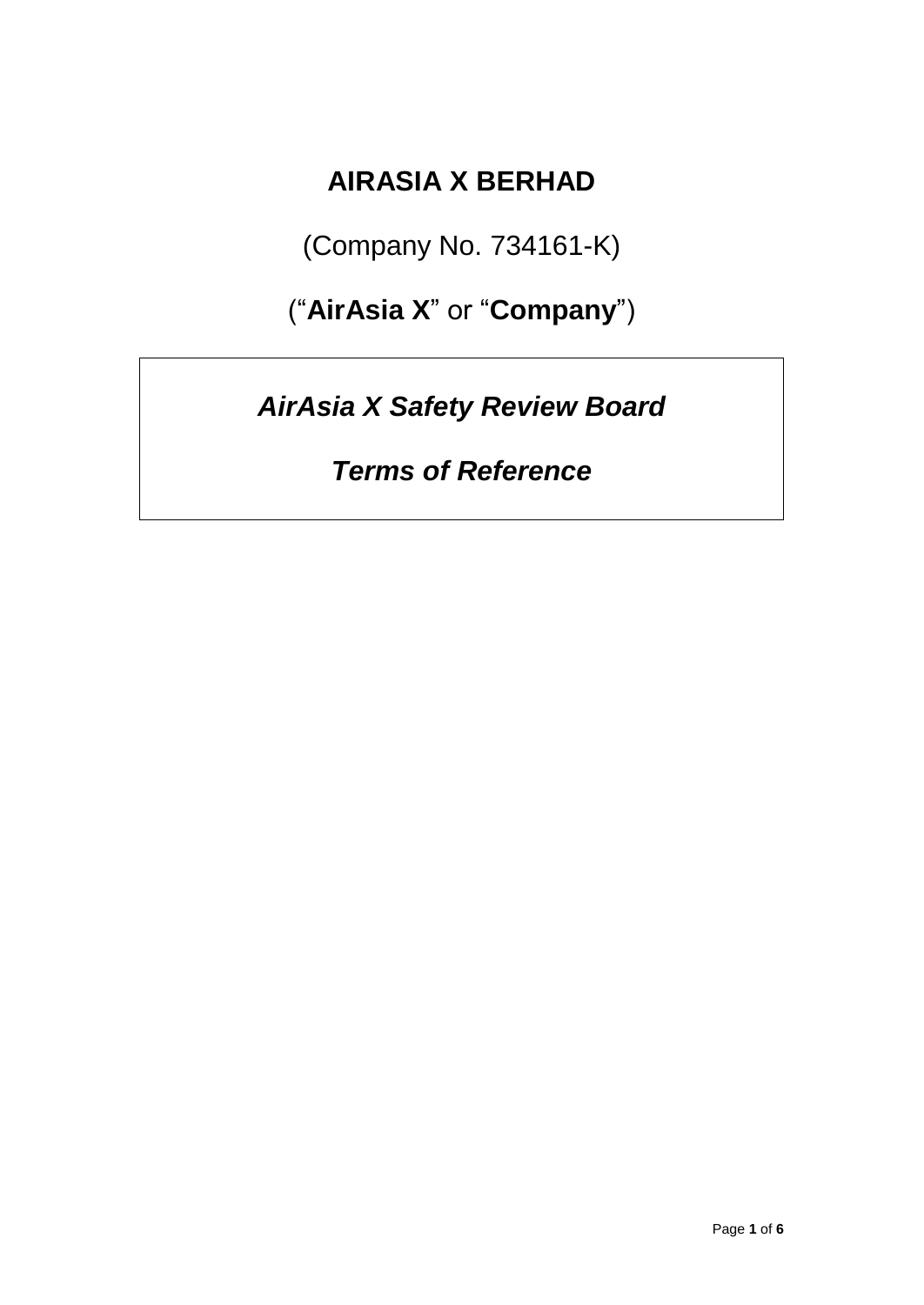# AIRASIA X BERHAD

(Company No. 734161-K)

(“**AirAsia X**” or “**Company**”)

***AirAsia X Safety Review Board***

***Terms of Reference***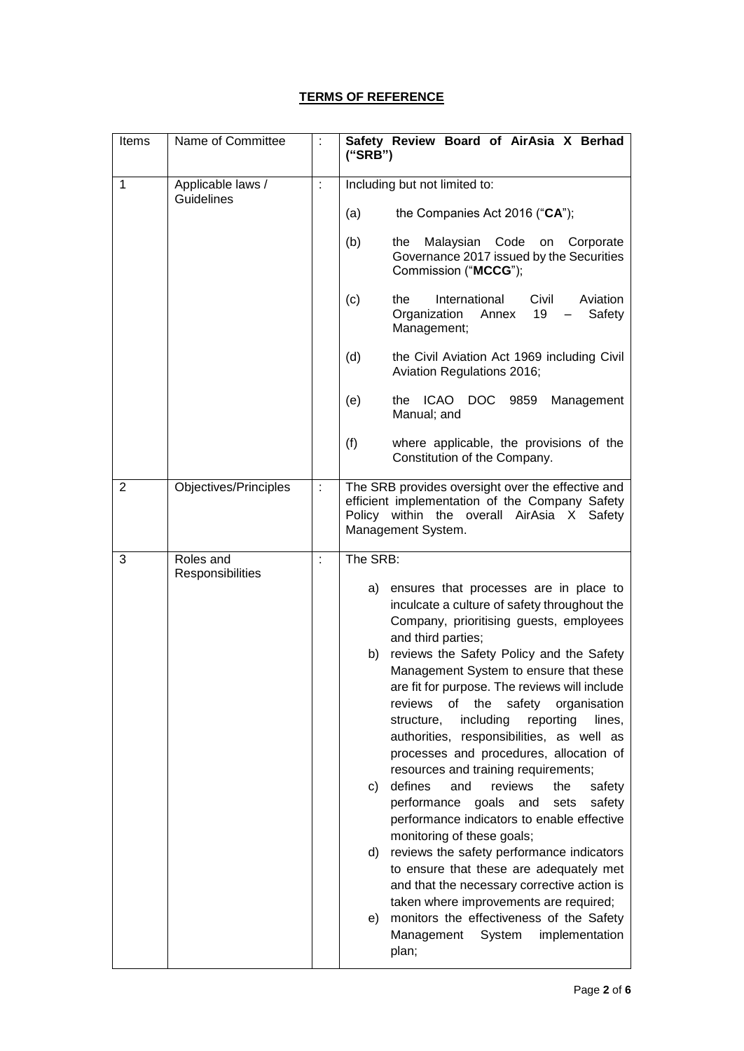## TERMS OF REFERENCE

| Items | Name of Committee | : | **Safety Review Board of AirAsia X Berhad ("SRB")** |
|---|---|---|---|
| 1 | Applicable laws / Guidelines | : | Including but not limited to:<br><br>(a) the Companies Act 2016 ("**CA**");<br><br>(b) the Malaysian Code on Corporate Governance 2017 issued by the Securities Commission ("**MCCG**");<br><br>(c) the International Civil Aviation Organization Annex 19 – Safety Management;<br><br>(d) the Civil Aviation Act 1969 including Civil Aviation Regulations 2016;<br><br>(e) the ICAO DOC 9859 Management Manual; and<br><br>(f) where applicable, the provisions of the Constitution of the Company. |
| 2 | Objectives/Principles | : | The SRB provides oversight over the effective and efficient implementation of the Company Safety Policy within the overall AirAsia X Safety Management System. |
| 3 | Roles and Responsibilities | : | The SRB:<br><br>a) ensures that processes are in place to inculcate a culture of safety throughout the Company, prioritising guests, employees and third parties;<br>b) reviews the Safety Policy and the Safety Management System to ensure that these are fit for purpose. The reviews will include reviews of the safety organisation structure, including reporting lines, authorities, responsibilities, as well as processes and procedures, allocation of resources and training requirements;<br>c) defines and reviews the safety performance goals and sets safety performance indicators to enable effective monitoring of these goals;<br>d) reviews the safety performance indicators to ensure that these are adequately met and that the necessary corrective action is taken where improvements are required;<br>e) monitors the effectiveness of the Safety Management System implementation plan; |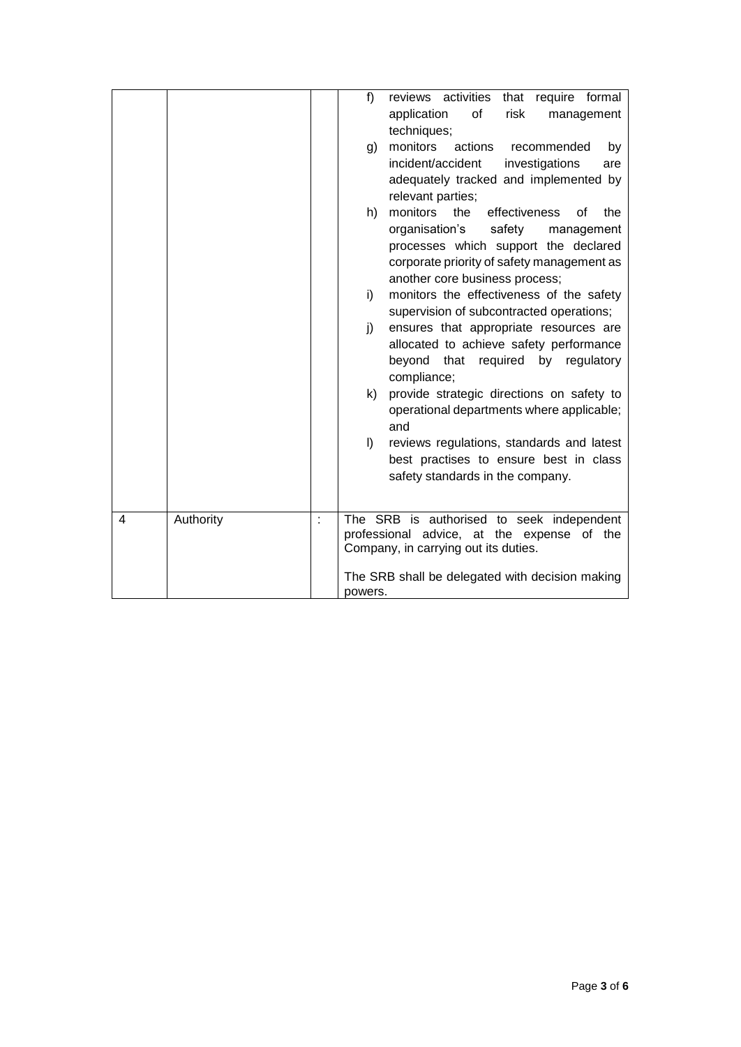| | | | |
|---|---|---|---|
| | | | f) reviews activities that require formal application of risk management techniques;<br>g) monitors actions recommended by incident/accident investigations are adequately tracked and implemented by relevant parties;<br>h) monitors the effectiveness of the organisation's safety management processes which support the declared corporate priority of safety management as another core business process;<br>i) monitors the effectiveness of the safety supervision of subcontracted operations;<br>j) ensures that appropriate resources are allocated to achieve safety performance beyond that required by regulatory compliance;<br>k) provide strategic directions on safety to operational departments where applicable; and<br>l) reviews regulations, standards and latest best practises to ensure best in class safety standards in the company. |
| 4 | Authority | : | The SRB is authorised to seek independent professional advice, at the expense of the Company, in carrying out its duties.<br><br>The SRB shall be delegated with decision making powers. |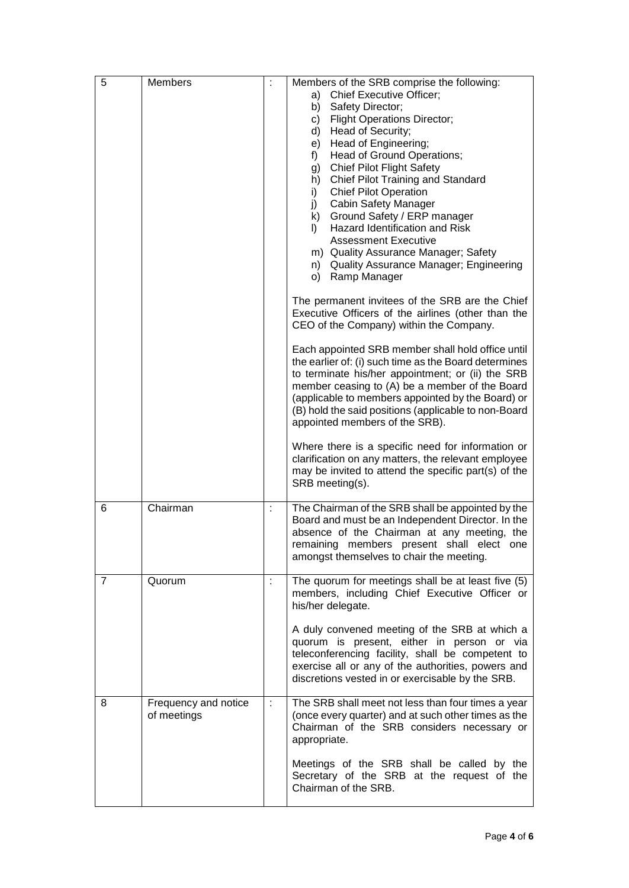| 5 | Members | : | Members of the SRB comprise the following:<br>a) Chief Executive Officer;<br>b) Safety Director;<br>c) Flight Operations Director;<br>d) Head of Security;<br>e) Head of Engineering;<br>f) Head of Ground Operations;<br>g) Chief Pilot Flight Safety<br>h) Chief Pilot Training and Standard<br>i) Chief Pilot Operation<br>j) Cabin Safety Manager<br>k) Ground Safety / ERP manager<br>l) Hazard Identification and Risk Assessment Executive<br>m) Quality Assurance Manager; Safety<br>n) Quality Assurance Manager; Engineering<br>o) Ramp Manager<br><br>The permanent invitees of the SRB are the Chief Executive Officers of the airlines (other than the CEO of the Company) within the Company.<br><br>Each appointed SRB member shall hold office until the earlier of: (i) such time as the Board determines to terminate his/her appointment; or (ii) the SRB member ceasing to (A) be a member of the Board (applicable to members appointed by the Board) or (B) hold the said positions (applicable to non-Board appointed members of the SRB).<br><br>Where there is a specific need for information or clarification on any matters, the relevant employee may be invited to attend the specific part(s) of the SRB meeting(s). |
|---|---|---|---|
| 6 | Chairman | : | The Chairman of the SRB shall be appointed by the Board and must be an Independent Director. In the absence of the Chairman at any meeting, the remaining members present shall elect one amongst themselves to chair the meeting. |
| 7 | Quorum | : | The quorum for meetings shall be at least five (5) members, including Chief Executive Officer or his/her delegate.<br><br>A duly convened meeting of the SRB at which a quorum is present, either in person or via teleconferencing facility, shall be competent to exercise all or any of the authorities, powers and discretions vested in or exercisable by the SRB. |
| 8 | Frequency and notice of meetings | : | The SRB shall meet not less than four times a year (once every quarter) and at such other times as the Chairman of the SRB considers necessary or appropriate.<br><br>Meetings of the SRB shall be called by the Secretary of the SRB at the request of the Chairman of the SRB. |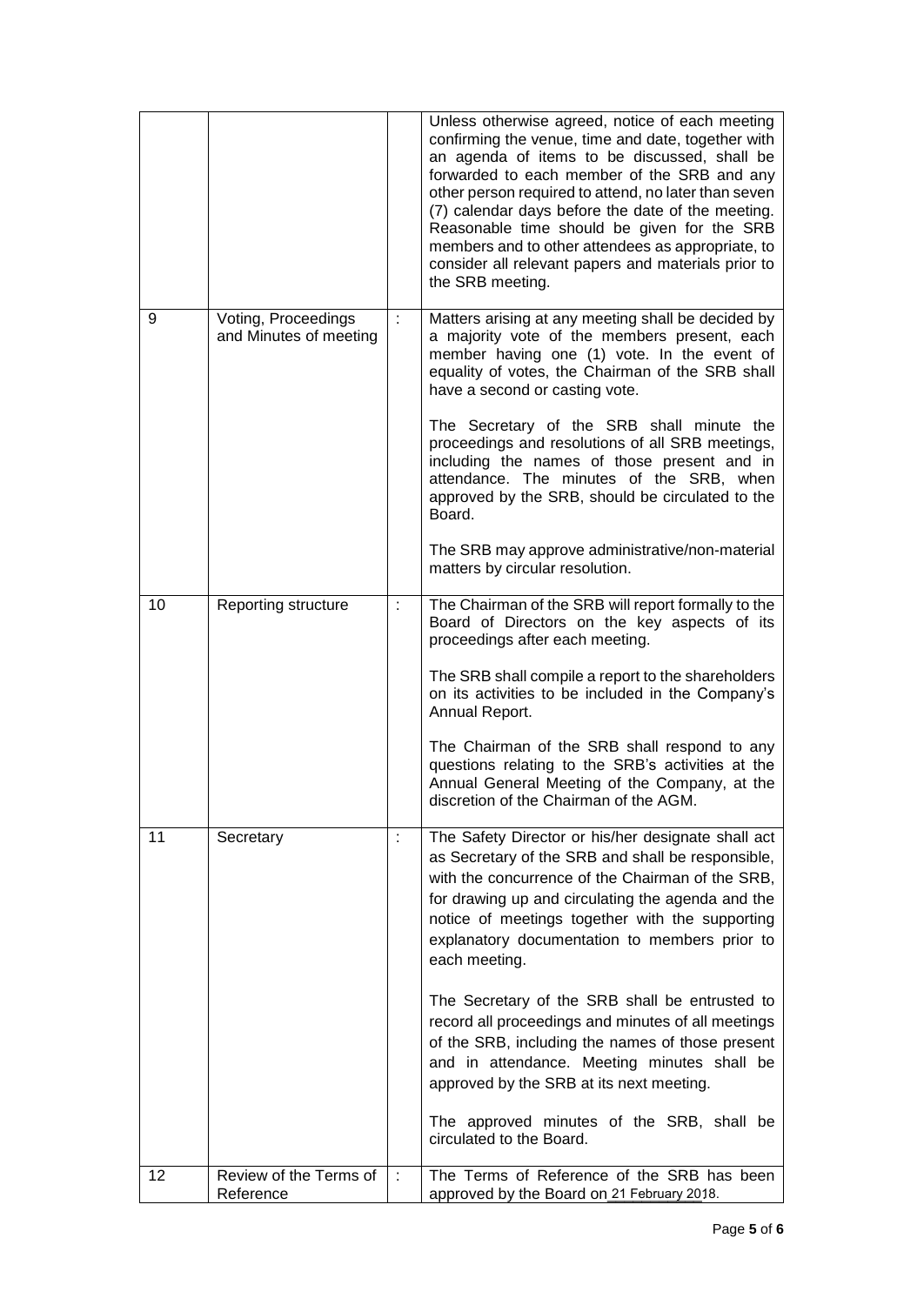| | | | |
|---|---|---|---|
| | | | Unless otherwise agreed, notice of each meeting confirming the venue, time and date, together with an agenda of items to be discussed, shall be forwarded to each member of the SRB and any other person required to attend, no later than seven (7) calendar days before the date of the meeting. Reasonable time should be given for the SRB members and to other attendees as appropriate, to consider all relevant papers and materials prior to the SRB meeting. |
| 9 | Voting, Proceedings and Minutes of meeting | : | Matters arising at any meeting shall be decided by a majority vote of the members present, each member having one (1) vote. In the event of equality of votes, the Chairman of the SRB shall have a second or casting vote.<br><br>The Secretary of the SRB shall minute the proceedings and resolutions of all SRB meetings, including the names of those present and in attendance. The minutes of the SRB, when approved by the SRB, should be circulated to the Board.<br><br>The SRB may approve administrative/non-material matters by circular resolution. |
| 10 | Reporting structure | : | The Chairman of the SRB will report formally to the Board of Directors on the key aspects of its proceedings after each meeting.<br><br>The SRB shall compile a report to the shareholders on its activities to be included in the Company's Annual Report.<br><br>The Chairman of the SRB shall respond to any questions relating to the SRB's activities at the Annual General Meeting of the Company, at the discretion of the Chairman of the AGM. |
| 11 | Secretary | : | The Safety Director or his/her designate shall act as Secretary of the SRB and shall be responsible, with the concurrence of the Chairman of the SRB, for drawing up and circulating the agenda and the notice of meetings together with the supporting explanatory documentation to members prior to each meeting.<br><br>The Secretary of the SRB shall be entrusted to record all proceedings and minutes of all meetings of the SRB, including the names of those present and in attendance. Meeting minutes shall be approved by the SRB at its next meeting.<br><br>The approved minutes of the SRB, shall be circulated to the Board. |
| 12 | Review of the Terms of Reference | : | The Terms of Reference of the SRB has been approved by the Board on 21 February 2018. |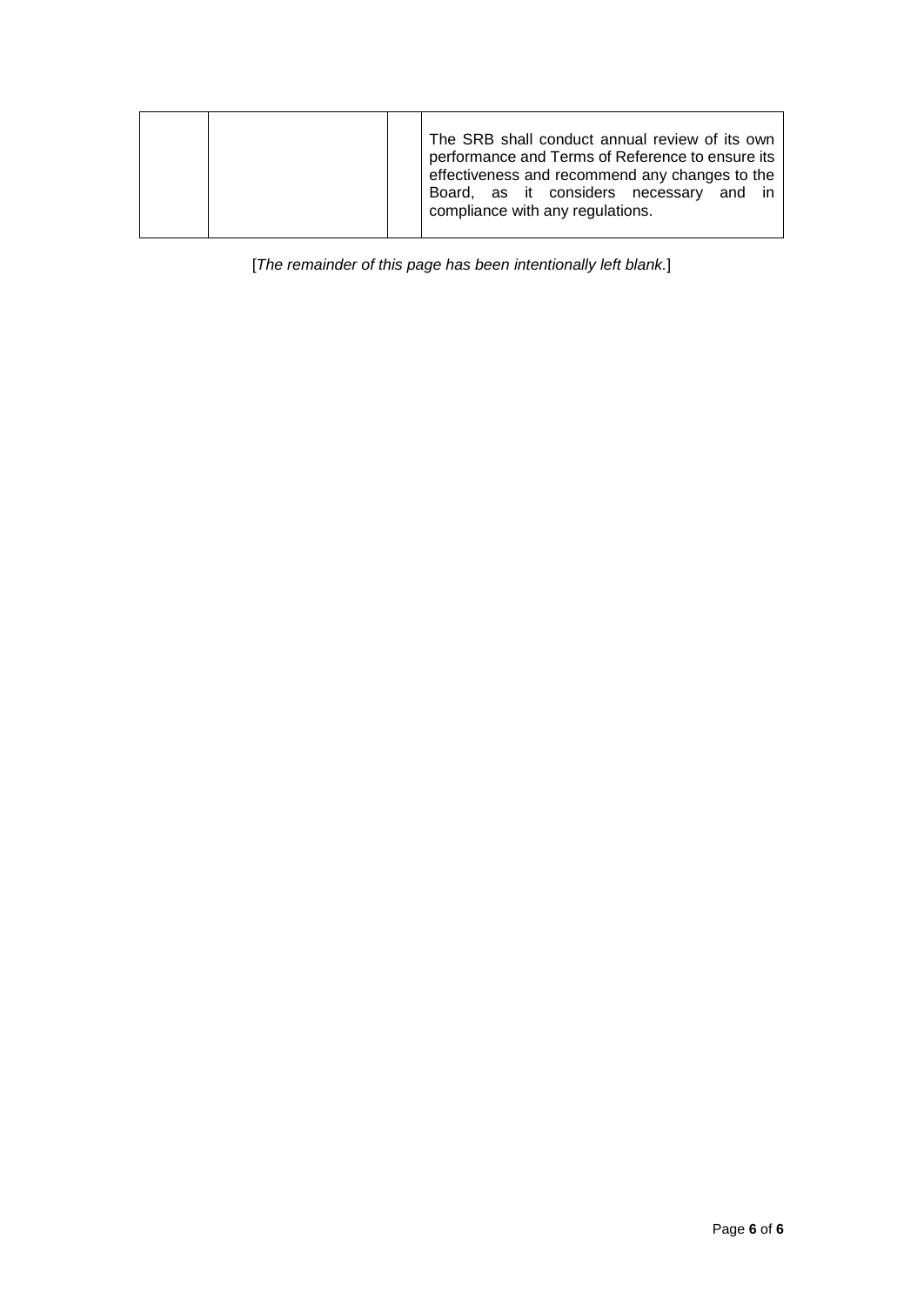| | | | |
|---|---|---|---|
| | | | The SRB shall conduct annual review of its own performance and Terms of Reference to ensure its effectiveness and recommend any changes to the Board, as it considers necessary and in compliance with any regulations. |

[*The remainder of this page has been intentionally left blank.*]